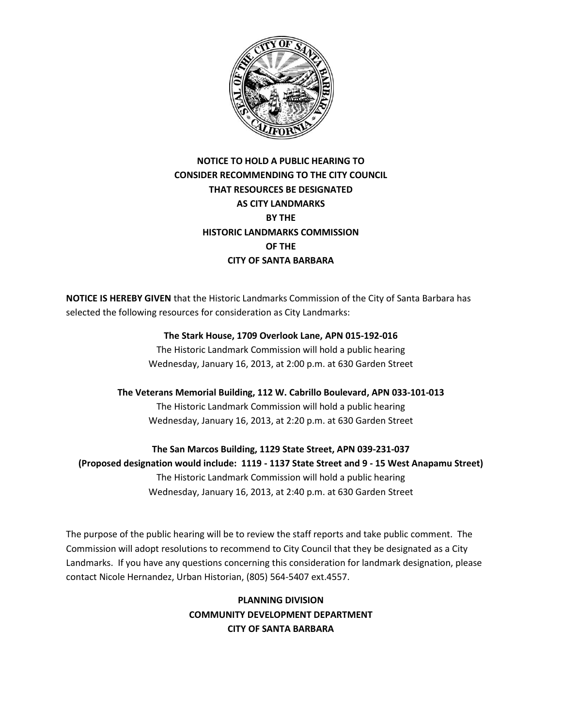# NOTICE TO HOLD A PUBLIC HEARING TO CONSIDER RECOMMENDING TO THE CITY COUNCIL THAT RESOURCES BE DESIGNATED AS CITY LANDMARKS BY THE HISTORIC LANDMARKS COMMISSION OF THE CITY OF SANTA BARBARA

**NOTICE IS HEREBY GIVEN** that the Historic Landmarks Commission of the City of Santa Barbara has selected the following resources for consideration as City Landmarks:

**The Stark House, 1709 Overlook Lane, APN 015-192-016**
The Historic Landmark Commission will hold a public hearing
Wednesday, January 16, 2013, at 2:00 p.m. at 630 Garden Street

**The Veterans Memorial Building, 112 W. Cabrillo Boulevard, APN 033-101-013**
The Historic Landmark Commission will hold a public hearing
Wednesday, January 16, 2013, at 2:20 p.m. at 630 Garden Street

**The San Marcos Building, 1129 State Street, APN 039-231-037**
**(Proposed designation would include: 1119 - 1137 State Street and 9 - 15 West Anapamu Street)**
The Historic Landmark Commission will hold a public hearing
Wednesday, January 16, 2013, at 2:40 p.m. at 630 Garden Street

The purpose of the public hearing will be to review the staff reports and take public comment. The Commission will adopt resolutions to recommend to City Council that they be designated as a City Landmarks. If you have any questions concerning this consideration for landmark designation, please contact Nicole Hernandez, Urban Historian, (805) 564-5407 ext.4557.

**PLANNING DIVISION**
**COMMUNITY DEVELOPMENT DEPARTMENT**
**CITY OF SANTA BARBARA**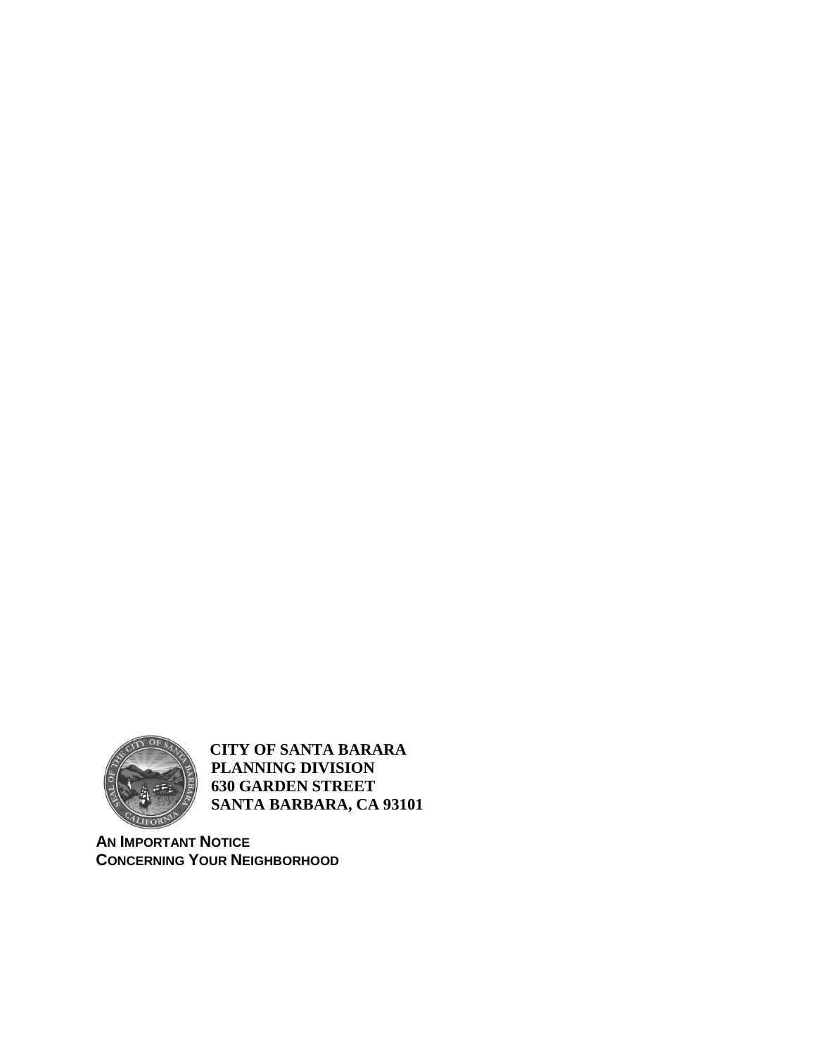**CITY OF SANTA BARARA**
**PLANNING DIVISION**
**630 GARDEN STREET**
**SANTA BARBARA, CA 93101**

**AN IMPORTANT NOTICE**
**CONCERNING YOUR NEIGHBORHOOD**